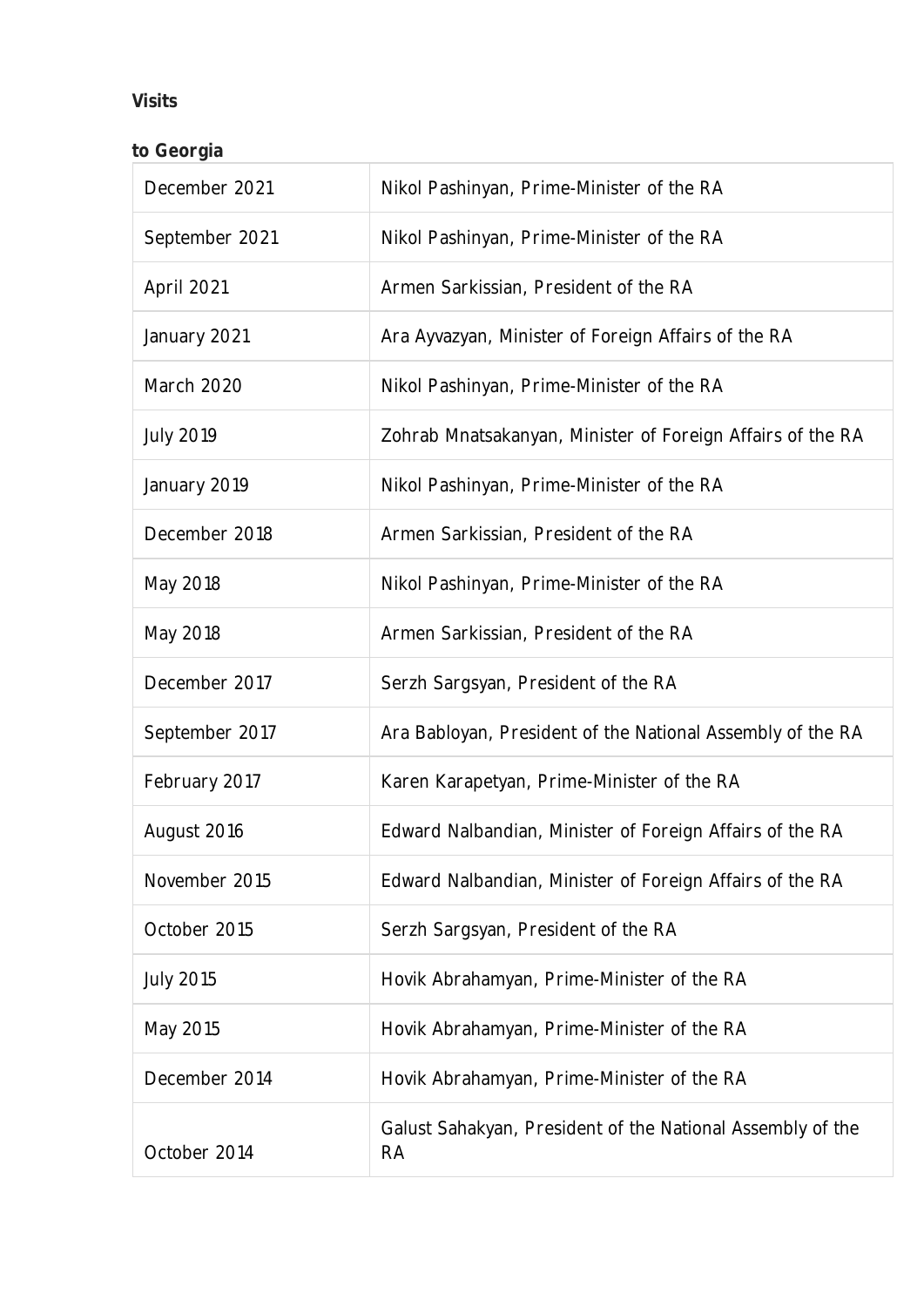**Visits**

**to Georgia**

| | |
|---|---|
| December 2021 | Nikol Pashinyan, Prime-Minister of the RA |
| September 2021 | Nikol Pashinyan, Prime-Minister of the RA |
| April 2021 | Armen Sarkissian, President of the RA |
| January 2021 | Ara Ayvazyan, Minister of Foreign Affairs of the RA |
| March 2020 | Nikol Pashinyan, Prime-Minister of the RA |
| July 2019 | Zohrab Mnatsakanyan, Minister of Foreign Affairs of the RA |
| January 2019 | Nikol Pashinyan, Prime-Minister of the RA |
| December 2018 | Armen Sarkissian, President of the RA |
| May 2018 | Nikol Pashinyan, Prime-Minister of the RA |
| May 2018 | Armen Sarkissian, President of the RA |
| December 2017 | Serzh Sargsyan, President of the RA |
| September 2017 | Ara Babloyan, President of the National Assembly of the RA |
| February 2017 | Karen Karapetyan, Prime-Minister of the RA |
| August 2016 | Edward Nalbandian, Minister of Foreign Affairs of the RA |
| November 2015 | Edward Nalbandian, Minister of Foreign Affairs of the RA |
| October 2015 | Serzh Sargsyan, President of the RA |
| July 2015 | Hovik Abrahamyan, Prime-Minister of the RA |
| May 2015 | Hovik Abrahamyan, Prime-Minister of the RA |
| December 2014 | Hovik Abrahamyan, Prime-Minister of the RA |
| October 2014 | Galust Sahakyan, President of the National Assembly of the RA |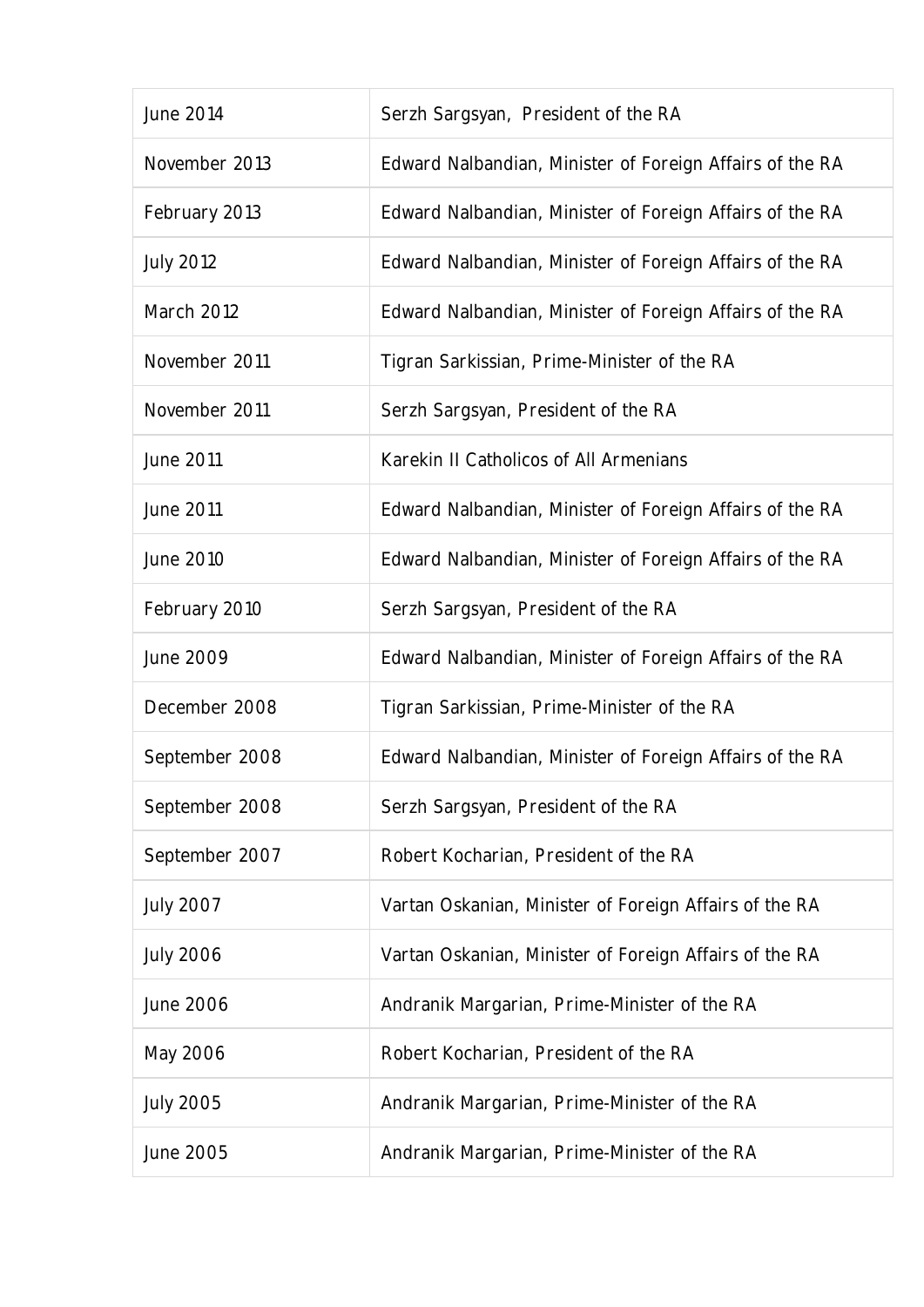| June 2014 | Serzh Sargsyan,  President of the RA |
|---|---|
| November 2013 | Edward Nalbandian, Minister of Foreign Affairs of the RA |
| February 2013 | Edward Nalbandian, Minister of Foreign Affairs of the RA |
| July 2012 | Edward Nalbandian, Minister of Foreign Affairs of the RA |
| March 2012 | Edward Nalbandian, Minister of Foreign Affairs of the RA |
| November 2011 | Tigran Sarkissian, Prime-Minister of the RA |
| November 2011 | Serzh Sargsyan, President of the RA |
| June 2011 | Karekin II Catholicos of All Armenians |
| June 2011 | Edward Nalbandian, Minister of Foreign Affairs of the RA |
| June 2010 | Edward Nalbandian, Minister of Foreign Affairs of the RA |
| February 2010 | Serzh Sargsyan, President of the RA |
| June 2009 | Edward Nalbandian, Minister of Foreign Affairs of the RA |
| December 2008 | Tigran Sarkissian, Prime-Minister of the RA |
| September 2008 | Edward Nalbandian, Minister of Foreign Affairs of the RA |
| September 2008 | Serzh Sargsyan, President of the RA |
| September 2007 | Robert Kocharian, President of the RA |
| July 2007 | Vartan Oskanian, Minister of Foreign Affairs of the RA |
| July 2006 | Vartan Oskanian, Minister of Foreign Affairs of the RA |
| June 2006 | Andranik Margarian, Prime-Minister of the RA |
| May 2006 | Robert Kocharian, President of the RA |
| July 2005 | Andranik Margarian, Prime-Minister of the RA |
| June 2005 | Andranik Margarian, Prime-Minister of the RA |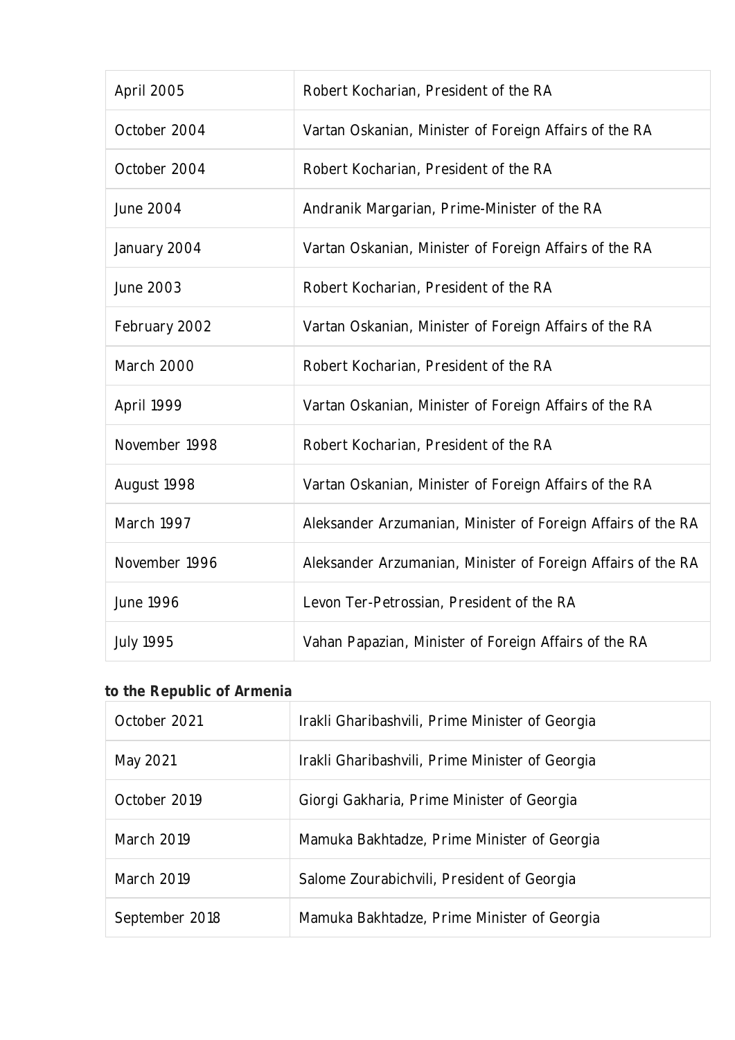| April 2005 | Robert Kocharian, President of the RA |
|---|---|
| October 2004 | Vartan Oskanian, Minister of Foreign Affairs of the RA |
| October 2004 | Robert Kocharian, President of the RA |
| June 2004 | Andranik Margarian, Prime-Minister of the RA |
| January 2004 | Vartan Oskanian, Minister of Foreign Affairs of the RA |
| June 2003 | Robert Kocharian, President of the RA |
| February 2002 | Vartan Oskanian, Minister of Foreign Affairs of the RA |
| March 2000 | Robert Kocharian, President of the RA |
| April 1999 | Vartan Oskanian, Minister of Foreign Affairs of the RA |
| November 1998 | Robert Kocharian, President of the RA |
| August 1998 | Vartan Oskanian, Minister of Foreign Affairs of the RA |
| March 1997 | Aleksander Arzumanian, Minister of Foreign Affairs of the RA |
| November 1996 | Aleksander Arzumanian, Minister of Foreign Affairs of the RA |
| June 1996 | Levon Ter-Petrossian, President of the RA |
| July 1995 | Vahan Papazian, Minister of Foreign Affairs of the RA |

**to the Republic of Armenia**

| October 2021 | Irakli Gharibashvili, Prime Minister of Georgia |
|---|---|
| May 2021 | Irakli Gharibashvili, Prime Minister of Georgia |
| October 2019 | Giorgi Gakharia, Prime Minister of Georgia |
| March 2019 | Mamuka Bakhtadze, Prime Minister of Georgia |
| March 2019 | Salome Zourabichvili, President of Georgia |
| September 2018 | Mamuka Bakhtadze, Prime Minister of Georgia |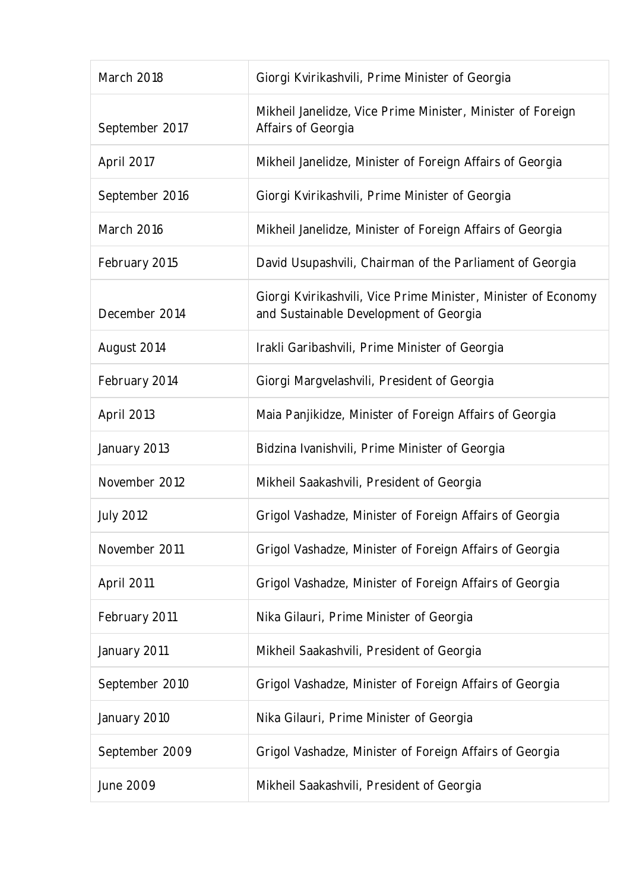| March 2018 | Giorgi Kvirikashvili, Prime Minister of Georgia |
|---|---|
| September 2017 | Mikheil Janelidze, Vice Prime Minister, Minister of Foreign Affairs of Georgia |
| April 2017 | Mikheil Janelidze, Minister of Foreign Affairs of Georgia |
| September 2016 | Giorgi Kvirikashvili, Prime Minister of Georgia |
| March 2016 | Mikheil Janelidze, Minister of Foreign Affairs of Georgia |
| February 2015 | David Usupashvili, Chairman of the Parliament of Georgia |
| December 2014 | Giorgi Kvirikashvili, Vice Prime Minister, Minister of Economy and Sustainable Development of Georgia |
| August 2014 | Irakli Garibashvili, Prime Minister of Georgia |
| February 2014 | Giorgi Margvelashvili, President of Georgia |
| April 2013 | Maia Panjikidze, Minister of Foreign Affairs of Georgia |
| January 2013 | Bidzina Ivanishvili, Prime Minister of Georgia |
| November 2012 | Mikheil Saakashvili, President of Georgia |
| July 2012 | Grigol Vashadze, Minister of Foreign Affairs of Georgia |
| November 2011 | Grigol Vashadze, Minister of Foreign Affairs of Georgia |
| April 2011 | Grigol Vashadze, Minister of Foreign Affairs of Georgia |
| February 2011 | Nika Gilauri, Prime Minister of Georgia |
| January 2011 | Mikheil Saakashvili, President of Georgia |
| September 2010 | Grigol Vashadze, Minister of Foreign Affairs of Georgia |
| January 2010 | Nika Gilauri, Prime Minister of Georgia |
| September 2009 | Grigol Vashadze, Minister of Foreign Affairs of Georgia |
| June 2009 | Mikheil Saakashvili, President of Georgia |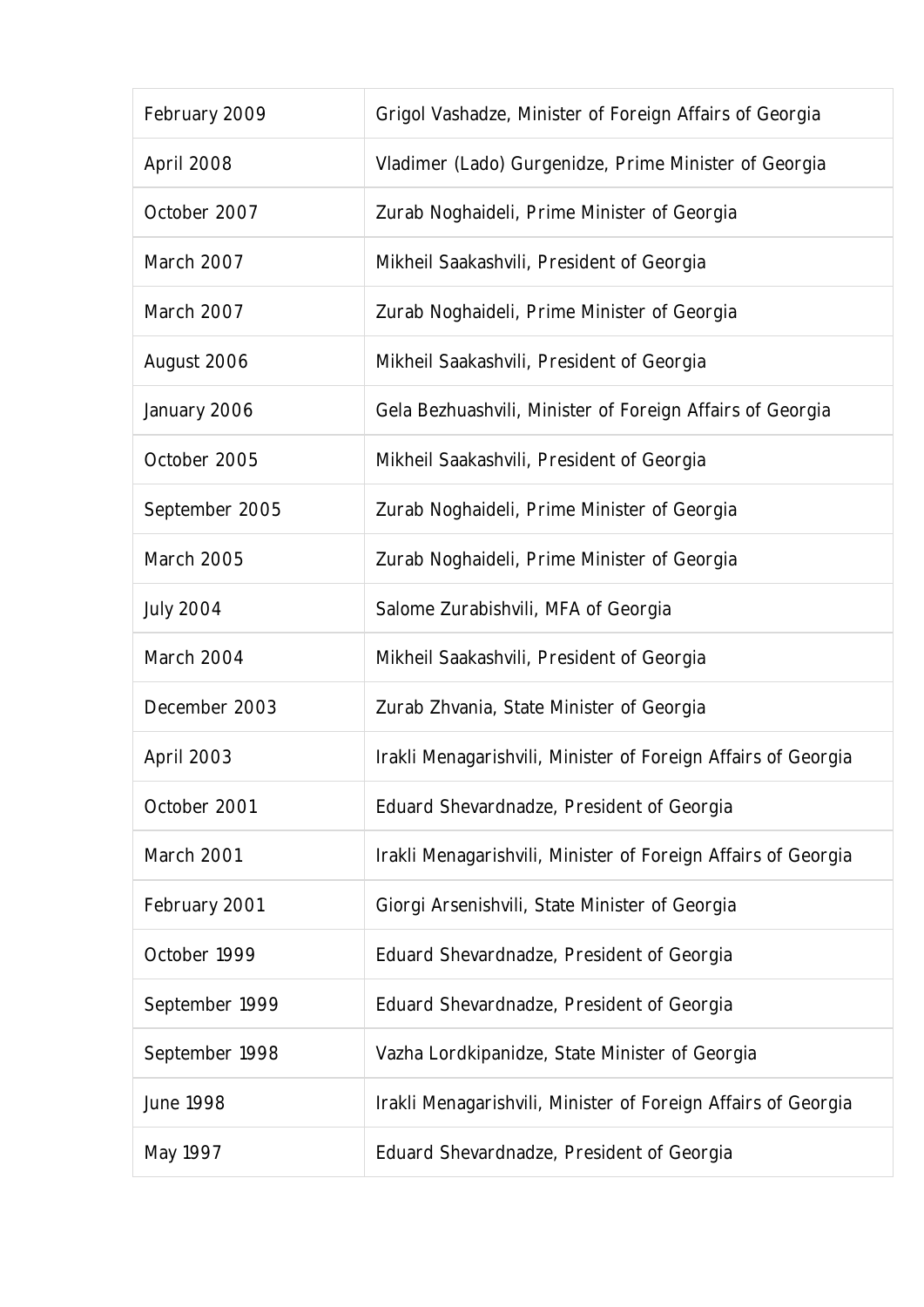| February 2009 | Grigol Vashadze, Minister of Foreign Affairs of Georgia |
|---|---|
| April 2008 | Vladimer (Lado) Gurgenidze, Prime Minister of Georgia |
| October 2007 | Zurab Noghaideli, Prime Minister of Georgia |
| March 2007 | Mikheil Saakashvili, President of Georgia |
| March 2007 | Zurab Noghaideli, Prime Minister of Georgia |
| August 2006 | Mikheil Saakashvili, President of Georgia |
| January 2006 | Gela Bezhuashvili, Minister of Foreign Affairs of Georgia |
| October 2005 | Mikheil Saakashvili, President of Georgia |
| September 2005 | Zurab Noghaideli, Prime Minister of Georgia |
| March 2005 | Zurab Noghaideli, Prime Minister of Georgia |
| July 2004 | Salome Zurabishvili, MFA of Georgia |
| March 2004 | Mikheil Saakashvili, President of Georgia |
| December 2003 | Zurab Zhvania, State Minister of Georgia |
| April 2003 | Irakli Menagarishvili, Minister of Foreign Affairs of Georgia |
| October 2001 | Eduard Shevardnadze, President of Georgia |
| March 2001 | Irakli Menagarishvili, Minister of Foreign Affairs of Georgia |
| February 2001 | Giorgi Arsenishvili, State Minister of Georgia |
| October 1999 | Eduard Shevardnadze, President of Georgia |
| September 1999 | Eduard Shevardnadze, President of Georgia |
| September 1998 | Vazha Lordkipanidze, State Minister of Georgia |
| June 1998 | Irakli Menagarishvili, Minister of Foreign Affairs of Georgia |
| May 1997 | Eduard Shevardnadze, President of Georgia |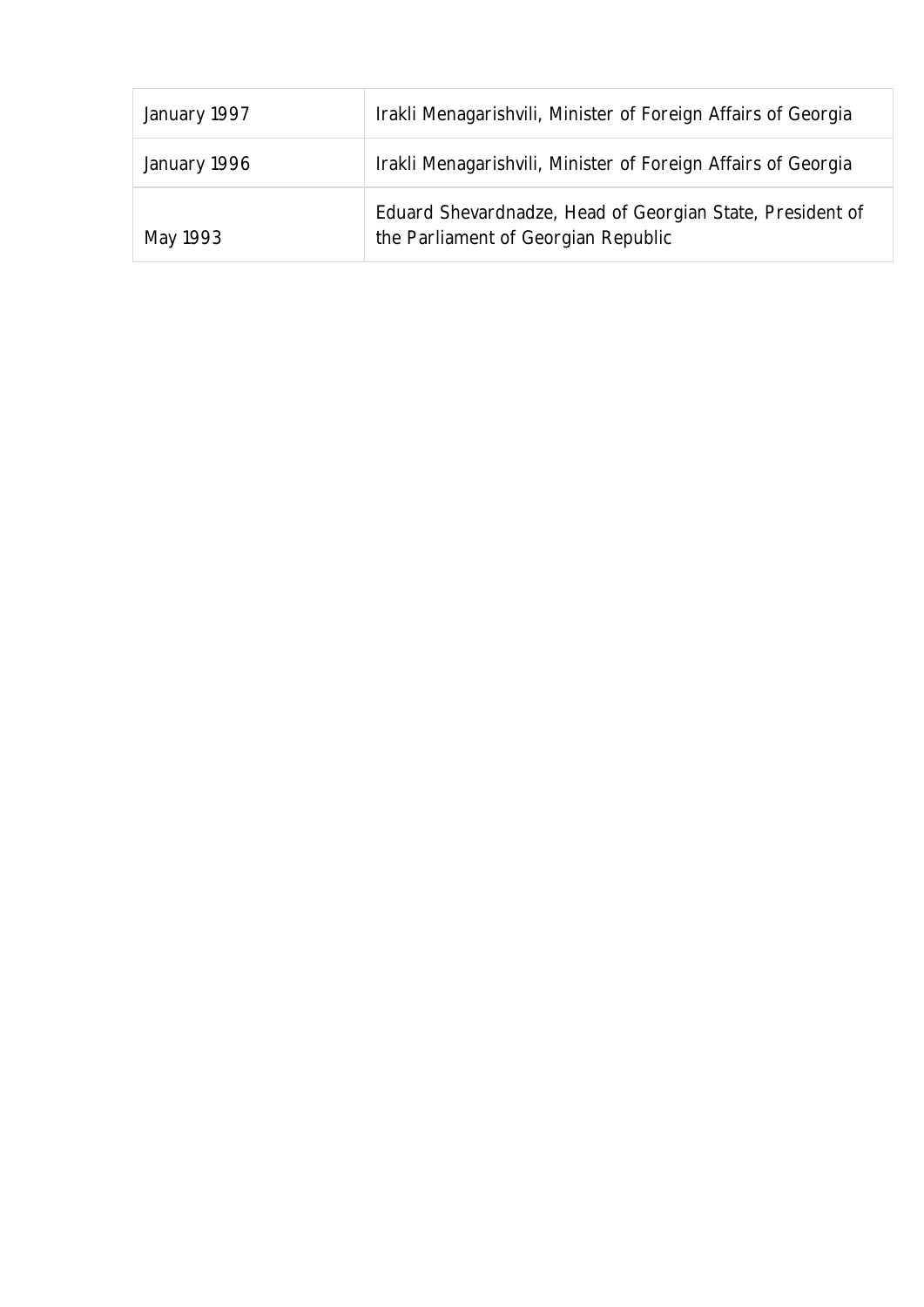| | |
|---|---|
| January 1997 | Irakli Menagarishvili, Minister of Foreign Affairs of Georgia |
| January 1996 | Irakli Menagarishvili, Minister of Foreign Affairs of Georgia |
| May 1993 | Eduard Shevardnadze, Head of Georgian State, President of the Parliament of Georgian Republic |